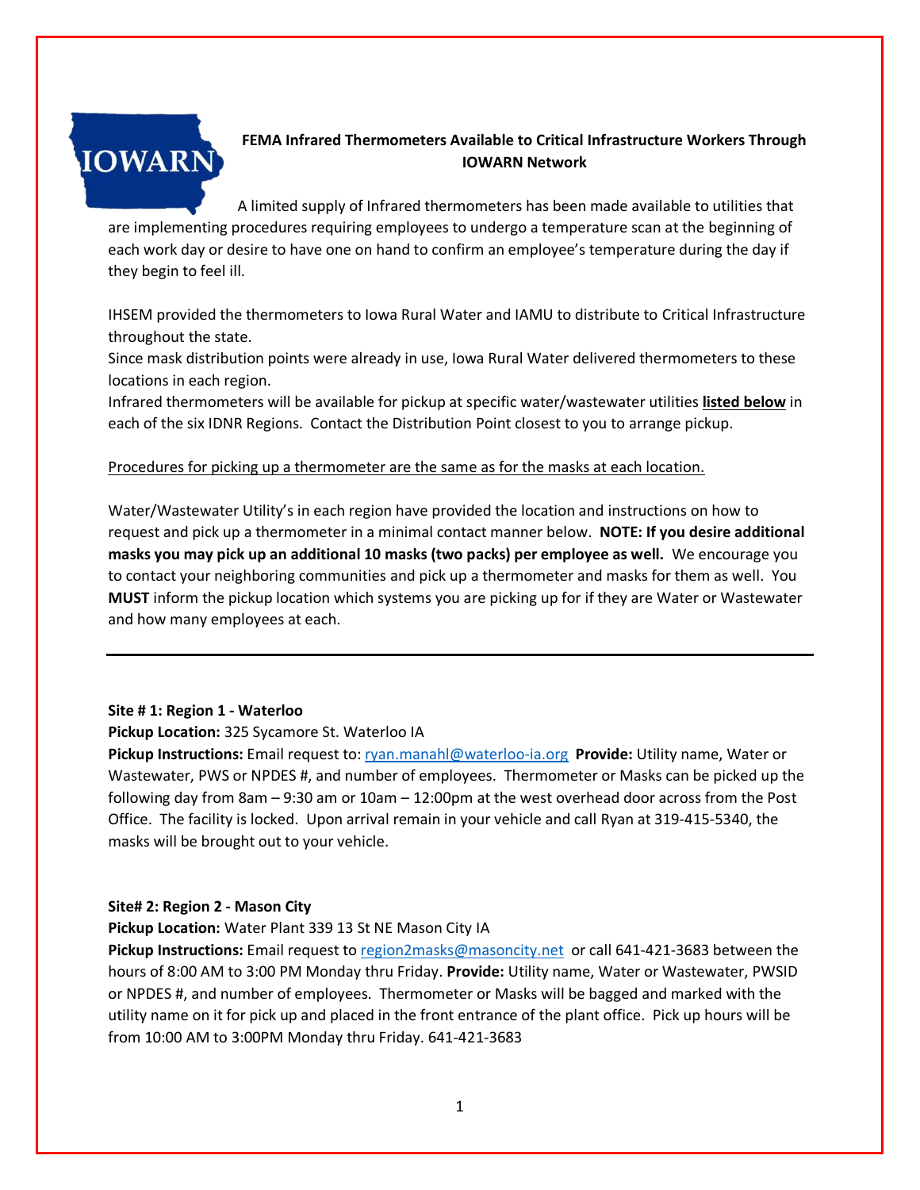# FEMA Infrared Thermometers Available to Critical Infrastructure Workers Through IOWARN Network

A limited supply of Infrared thermometers has been made available to utilities that are implementing procedures requiring employees to undergo a temperature scan at the beginning of each work day or desire to have one on hand to confirm an employee's temperature during the day if they begin to feel ill.

IHSEM provided the thermometers to Iowa Rural Water and IAMU to distribute to Critical Infrastructure throughout the state.
Since mask distribution points were already in use, Iowa Rural Water delivered thermometers to these locations in each region.
Infrared thermometers will be available for pickup at specific water/wastewater utilities **listed below** in each of the six IDNR Regions. Contact the Distribution Point closest to you to arrange pickup.

Procedures for picking up a thermometer are the same as for the masks at each location.

Water/Wastewater Utility's in each region have provided the location and instructions on how to request and pick up a thermometer in a minimal contact manner below. **NOTE: If you desire additional masks you may pick up an additional 10 masks (two packs) per employee as well.** We encourage you to contact your neighboring communities and pick up a thermometer and masks for them as well. You **MUST** inform the pickup location which systems you are picking up for if they are Water or Wastewater and how many employees at each.

---

**Site # 1: Region 1 - Waterloo**
**Pickup Location:** 325 Sycamore St. Waterloo IA
**Pickup Instructions:** Email request to: ryan.manahl@waterloo-ia.org **Provide:** Utility name, Water or Wastewater, PWS or NPDES #, and number of employees. Thermometer or Masks can be picked up the following day from 8am – 9:30 am or 10am – 12:00pm at the west overhead door across from the Post Office. The facility is locked. Upon arrival remain in your vehicle and call Ryan at 319-415-5340, the masks will be brought out to your vehicle.

**Site# 2: Region 2 - Mason City**
**Pickup Location:** Water Plant 339 13 St NE Mason City IA
**Pickup Instructions:** Email request to region2masks@masoncity.net or call 641-421-3683 between the hours of 8:00 AM to 3:00 PM Monday thru Friday. **Provide:** Utility name, Water or Wastewater, PWSID or NPDES #, and number of employees. Thermometer or Masks will be bagged and marked with the utility name on it for pick up and placed in the front entrance of the plant office. Pick up hours will be from 10:00 AM to 3:00PM Monday thru Friday. 641-421-3683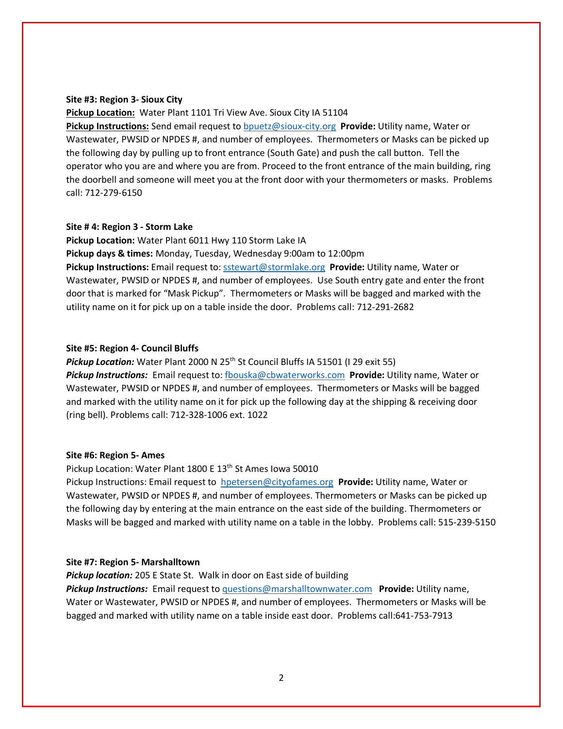**Site #3: Region 3- Sioux City**

**Pickup Location:** Water Plant 1101 Tri View Ave. Sioux City IA 51104

**Pickup Instructions:** Send email request to bpuetz@sioux-city.org **Provide:** Utility name, Water or Wastewater, PWSID or NPDES #, and number of employees. Thermometers or Masks can be picked up the following day by pulling up to front entrance (South Gate) and push the call button. Tell the operator who you are and where you are from. Proceed to the front entrance of the main building, ring the doorbell and someone will meet you at the front door with your thermometers or masks. Problems call: 712-279-6150

**Site # 4: Region 3 - Storm Lake**

**Pickup Location:** Water Plant 6011 Hwy 110 Storm Lake IA

**Pickup days & times:** Monday, Tuesday, Wednesday 9:00am to 12:00pm

**Pickup Instructions:** Email request to: sstewart@stormlake.org **Provide:** Utility name, Water or Wastewater, PWSID or NPDES #, and number of employees. Use South entry gate and enter the front door that is marked for "Mask Pickup". Thermometers or Masks will be bagged and marked with the utility name on it for pick up on a table inside the door. Problems call: 712-291-2682

**Site #5: Region 4- Council Bluffs**

***Pickup Location:*** Water Plant 2000 N 25th St Council Bluffs IA 51501 (I 29 exit 55)

***Pickup Instructions:*** Email request to: fbouska@cbwaterworks.com **Provide:** Utility name, Water or Wastewater, PWSID or NPDES #, and number of employees. Thermometers or Masks will be bagged and marked with the utility name on it for pick up the following day at the shipping & receiving door (ring bell). Problems call: 712-328-1006 ext. 1022

**Site #6: Region 5- Ames**

Pickup Location: Water Plant 1800 E 13th St Ames Iowa 50010

Pickup Instructions: Email request to hpetersen@cityofames.org **Provide:** Utility name, Water or Wastewater, PWSID or NPDES #, and number of employees. Thermometers or Masks can be picked up the following day by entering at the main entrance on the east side of the building. Thermometers or Masks will be bagged and marked with utility name on a table in the lobby. Problems call: 515-239-5150

**Site #7: Region 5- Marshalltown**

***Pickup location:*** 205 E State St. Walk in door on East side of building

***Pickup Instructions:*** Email request to questions@marshalltownwater.com **Provide:** Utility name, Water or Wastewater, PWSID or NPDES #, and number of employees. Thermometers or Masks will be bagged and marked with utility name on a table inside east door. Problems call:641-753-7913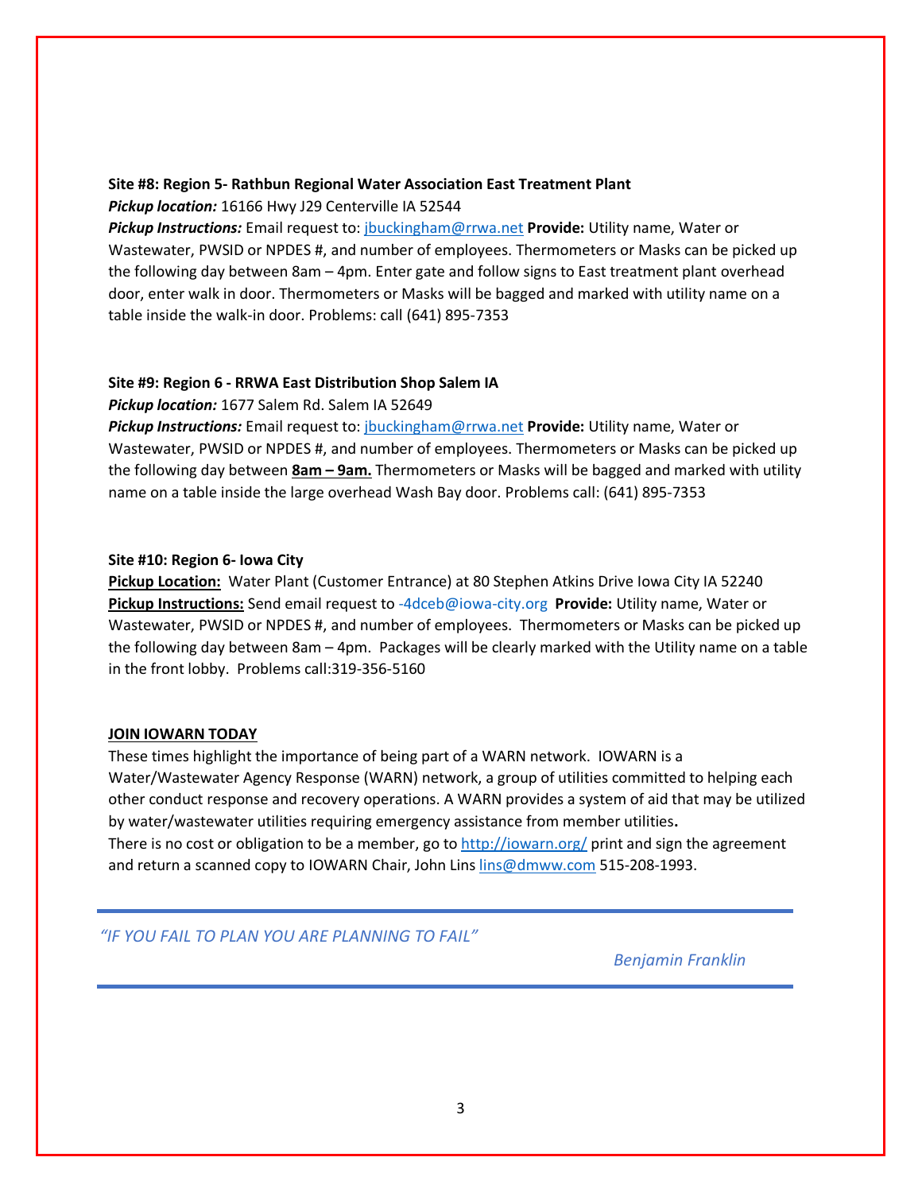**Site #8: Region 5- Rathbun Regional Water Association East Treatment Plant**

***Pickup location:*** 16166 Hwy J29 Centerville IA 52544

***Pickup Instructions:*** Email request to: jbuckingham@rrwa.net **Provide:** Utility name, Water or Wastewater, PWSID or NPDES #, and number of employees. Thermometers or Masks can be picked up the following day between 8am – 4pm. Enter gate and follow signs to East treatment plant overhead door, enter walk in door. Thermometers or Masks will be bagged and marked with utility name on a table inside the walk-in door. Problems: call (641) 895-7353

**Site #9: Region 6 - RRWA East Distribution Shop Salem IA**

***Pickup location:*** 1677 Salem Rd. Salem IA 52649

***Pickup Instructions:*** Email request to: jbuckingham@rrwa.net **Provide:** Utility name, Water or Wastewater, PWSID or NPDES #, and number of employees. Thermometers or Masks can be picked up the following day between **8am – 9am.** Thermometers or Masks will be bagged and marked with utility name on a table inside the large overhead Wash Bay door. Problems call: (641) 895-7353

**Site #10: Region 6- Iowa City**

**Pickup Location:** Water Plant (Customer Entrance) at 80 Stephen Atkins Drive Iowa City IA 52240

**Pickup Instructions:** Send email request to -4dceb@iowa-city.org **Provide:** Utility name, Water or Wastewater, PWSID or NPDES #, and number of employees. Thermometers or Masks can be picked up the following day between 8am – 4pm. Packages will be clearly marked with the Utility name on a table in the front lobby. Problems call:319-356-5160

**JOIN IOWARN TODAY**

These times highlight the importance of being part of a WARN network. IOWARN is a Water/Wastewater Agency Response (WARN) network, a group of utilities committed to helping each other conduct response and recovery operations. A WARN provides a system of aid that may be utilized by water/wastewater utilities requiring emergency assistance from member utilities**.**

There is no cost or obligation to be a member, go to http://iowarn.org/ print and sign the agreement and return a scanned copy to IOWARN Chair, John Lins lins@dmww.com 515-208-1993.

---

*"IF YOU FAIL TO PLAN YOU ARE PLANNING TO FAIL"*

*Benjamin Franklin*

---